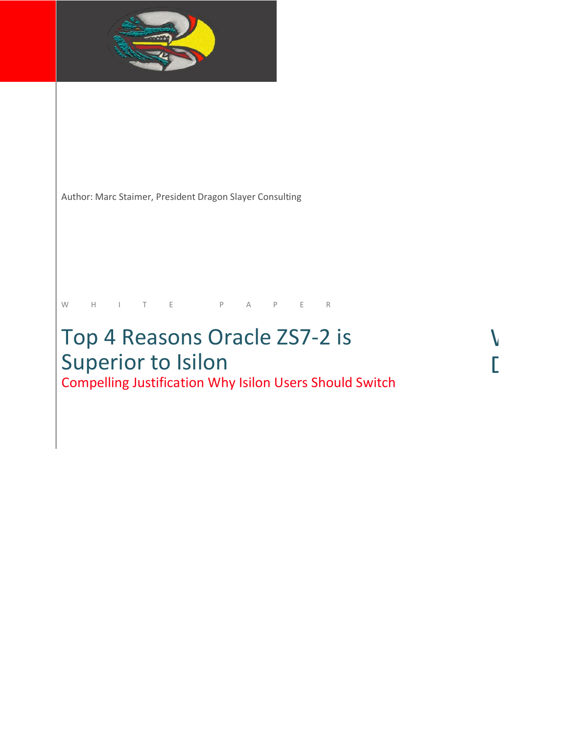Author: Marc Staimer, President Dragon Slayer Consulting

WHITE PAPER

# Top 4 Reasons Oracle ZS7-2 is Superior to Isilon

## Compelling Justification Why Isilon Users Should Switch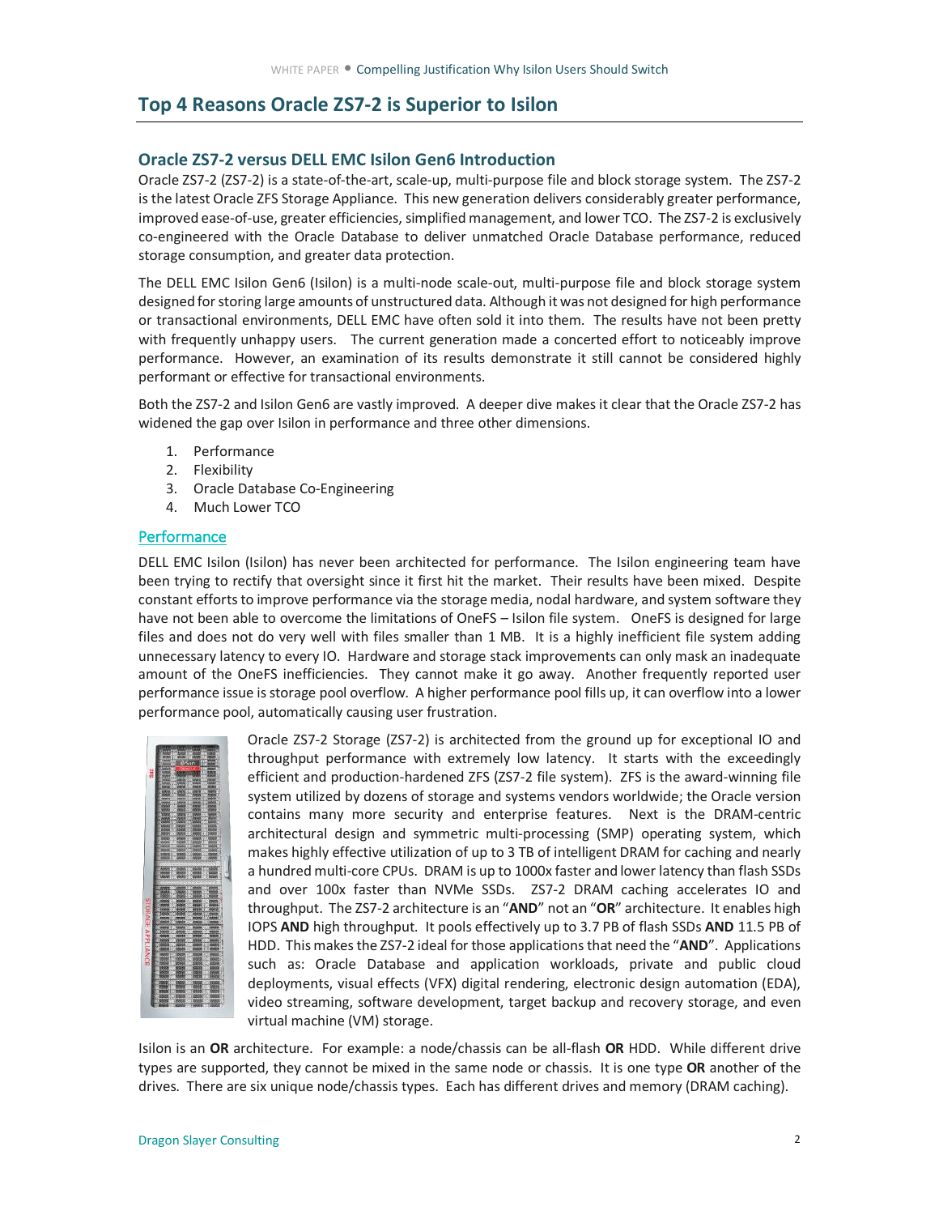## Top 4 Reasons Oracle ZS7-2 is Superior to Isilon

### Oracle ZS7-2 versus DELL EMC Isilon Gen6 Introduction

Oracle ZS7-2 (ZS7-2) is a state-of-the-art, scale-up, multi-purpose file and block storage system. The ZS7-2 is the latest Oracle ZFS Storage Appliance. This new generation delivers considerably greater performance, improved ease-of-use, greater efficiencies, simplified management, and lower TCO. The ZS7-2 is exclusively co-engineered with the Oracle Database to deliver unmatched Oracle Database performance, reduced storage consumption, and greater data protection.

The DELL EMC Isilon Gen6 (Isilon) is a multi-node scale-out, multi-purpose file and block storage system designed for storing large amounts of unstructured data. Although it was not designed for high performance or transactional environments, DELL EMC have often sold it into them. The results have not been pretty with frequently unhappy users. The current generation made a concerted effort to noticeably improve performance. However, an examination of its results demonstrate it still cannot be considered highly performant or effective for transactional environments.

Both the ZS7-2 and Isilon Gen6 are vastly improved. A deeper dive makes it clear that the Oracle ZS7-2 has widened the gap over Isilon in performance and three other dimensions.

1. Performance
2. Flexibility
3. Oracle Database Co-Engineering
4. Much Lower TCO

### Performance

DELL EMC Isilon (Isilon) has never been architected for performance. The Isilon engineering team have been trying to rectify that oversight since it first hit the market. Their results have been mixed. Despite constant efforts to improve performance via the storage media, nodal hardware, and system software they have not been able to overcome the limitations of OneFS – Isilon file system. OneFS is designed for large files and does not do very well with files smaller than 1 MB. It is a highly inefficient file system adding unnecessary latency to every IO. Hardware and storage stack improvements can only mask an inadequate amount of the OneFS inefficiencies. They cannot make it go away. Another frequently reported user performance issue is storage pool overflow. A higher performance pool fills up, it can overflow into a lower performance pool, automatically causing user frustration.

Oracle ZS7-2 Storage (ZS7-2) is architected from the ground up for exceptional IO and throughput performance with extremely low latency. It starts with the exceedingly efficient and production-hardened ZFS (ZS7-2 file system). ZFS is the award-winning file system utilized by dozens of storage and systems vendors worldwide; the Oracle version contains many more security and enterprise features. Next is the DRAM-centric architectural design and symmetric multi-processing (SMP) operating system, which makes highly effective utilization of up to 3 TB of intelligent DRAM for caching and nearly a hundred multi-core CPUs. DRAM is up to 1000x faster and lower latency than flash SSDs and over 100x faster than NVMe SSDs. ZS7-2 DRAM caching accelerates IO and throughput. The ZS7-2 architecture is an "**AND**" not an "**OR**" architecture. It enables high IOPS **AND** high throughput. It pools effectively up to 3.7 PB of flash SSDs **AND** 11.5 PB of HDD. This makes the ZS7-2 ideal for those applications that need the "**AND**". Applications such as: Oracle Database and application workloads, private and public cloud deployments, visual effects (VFX) digital rendering, electronic design automation (EDA), video streaming, software development, target backup and recovery storage, and even virtual machine (VM) storage.

Isilon is an **OR** architecture. For example: a node/chassis can be all-flash **OR** HDD. While different drive types are supported, they cannot be mixed in the same node or chassis. It is one type **OR** another of the drives. There are six unique node/chassis types. Each has different drives and memory (DRAM caching).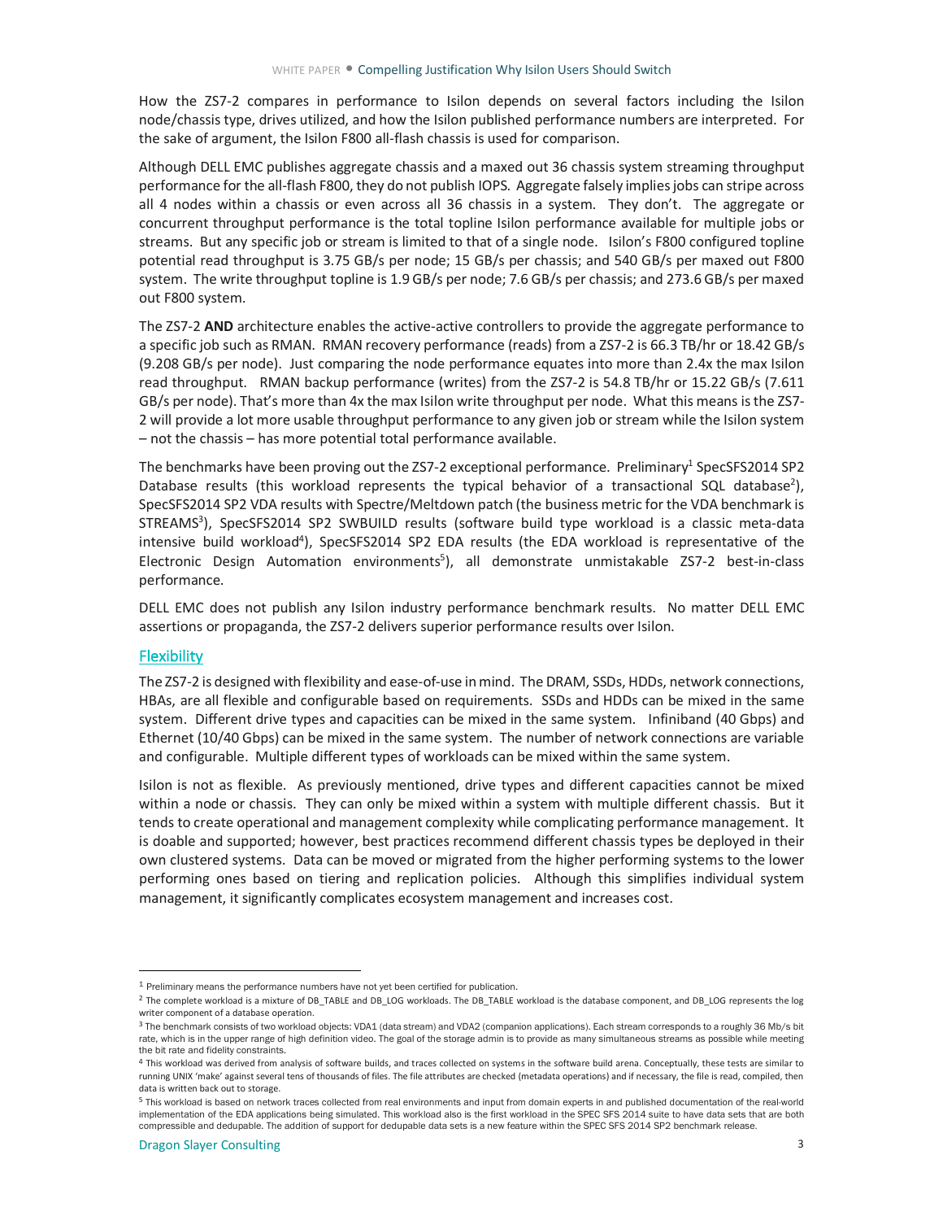How the ZS7-2 compares in performance to Isilon depends on several factors including the Isilon node/chassis type, drives utilized, and how the Isilon published performance numbers are interpreted. For the sake of argument, the Isilon F800 all-flash chassis is used for comparison.

Although DELL EMC publishes aggregate chassis and a maxed out 36 chassis system streaming throughput performance for the all-flash F800, they do not publish IOPS. Aggregate falsely implies jobs can stripe across all 4 nodes within a chassis or even across all 36 chassis in a system. They don't. The aggregate or concurrent throughput performance is the total topline Isilon performance available for multiple jobs or streams. But any specific job or stream is limited to that of a single node. Isilon's F800 configured topline potential read throughput is 3.75 GB/s per node; 15 GB/s per chassis; and 540 GB/s per maxed out F800 system. The write throughput topline is 1.9 GB/s per node; 7.6 GB/s per chassis; and 273.6 GB/s per maxed out F800 system.

The ZS7-2 **AND** architecture enables the active-active controllers to provide the aggregate performance to a specific job such as RMAN. RMAN recovery performance (reads) from a ZS7-2 is 66.3 TB/hr or 18.42 GB/s (9.208 GB/s per node). Just comparing the node performance equates into more than 2.4x the max Isilon read throughput. RMAN backup performance (writes) from the ZS7-2 is 54.8 TB/hr or 15.22 GB/s (7.611 GB/s per node). That's more than 4x the max Isilon write throughput per node. What this means is the ZS7-2 will provide a lot more usable throughput performance to any given job or stream while the Isilon system – not the chassis – has more potential total performance available.

The benchmarks have been proving out the ZS7-2 exceptional performance. Preliminary[1] SpecSFS2014 SP2 Database results (this workload represents the typical behavior of a transactional SQL database[2]), SpecSFS2014 SP2 VDA results with Spectre/Meltdown patch (the business metric for the VDA benchmark is STREAMS[3]), SpecSFS2014 SP2 SWBUILD results (software build type workload is a classic meta-data intensive build workload[4]), SpecSFS2014 SP2 EDA results (the EDA workload is representative of the Electronic Design Automation environments[5]), all demonstrate unmistakable ZS7-2 best-in-class performance.

DELL EMC does not publish any Isilon industry performance benchmark results. No matter DELL EMC assertions or propaganda, the ZS7-2 delivers superior performance results over Isilon.

## Flexibility

The ZS7-2 is designed with flexibility and ease-of-use in mind. The DRAM, SSDs, HDDs, network connections, HBAs, are all flexible and configurable based on requirements. SSDs and HDDs can be mixed in the same system. Different drive types and capacities can be mixed in the same system. Infiniband (40 Gbps) and Ethernet (10/40 Gbps) can be mixed in the same system. The number of network connections are variable and configurable. Multiple different types of workloads can be mixed within the same system.

Isilon is not as flexible. As previously mentioned, drive types and different capacities cannot be mixed within a node or chassis. They can only be mixed within a system with multiple different chassis. But it tends to create operational and management complexity while complicating performance management. It is doable and supported; however, best practices recommend different chassis types be deployed in their own clustered systems. Data can be moved or migrated from the higher performing systems to the lower performing ones based on tiering and replication policies. Although this simplifies individual system management, it significantly complicates ecosystem management and increases cost.

---

[1] Preliminary means the performance numbers have not yet been certified for publication.

[2] The complete workload is a mixture of DB_TABLE and DB_LOG workloads. The DB_TABLE workload is the database component, and DB_LOG represents the log writer component of a database operation.

[3] The benchmark consists of two workload objects: VDA1 (data stream) and VDA2 (companion applications). Each stream corresponds to a roughly 36 Mb/s bit rate, which is in the upper range of high definition video. The goal of the storage admin is to provide as many simultaneous streams as possible while meeting the bit rate and fidelity constraints.

[4] This workload was derived from analysis of software builds, and traces collected on systems in the software build arena. Conceptually, these tests are similar to running UNIX 'make' against several tens of thousands of files. The file attributes are checked (metadata operations) and if necessary, the file is read, compiled, then data is written back out to storage.

[5] This workload is based on network traces collected from real environments and input from domain experts in and published documentation of the real-world implementation of the EDA applications being simulated. This workload also is the first workload in the SPEC SFS 2014 suite to have data sets that are both compressible and dedupable. The addition of support for dedupable data sets is a new feature within the SPEC SFS 2014 SP2 benchmark release.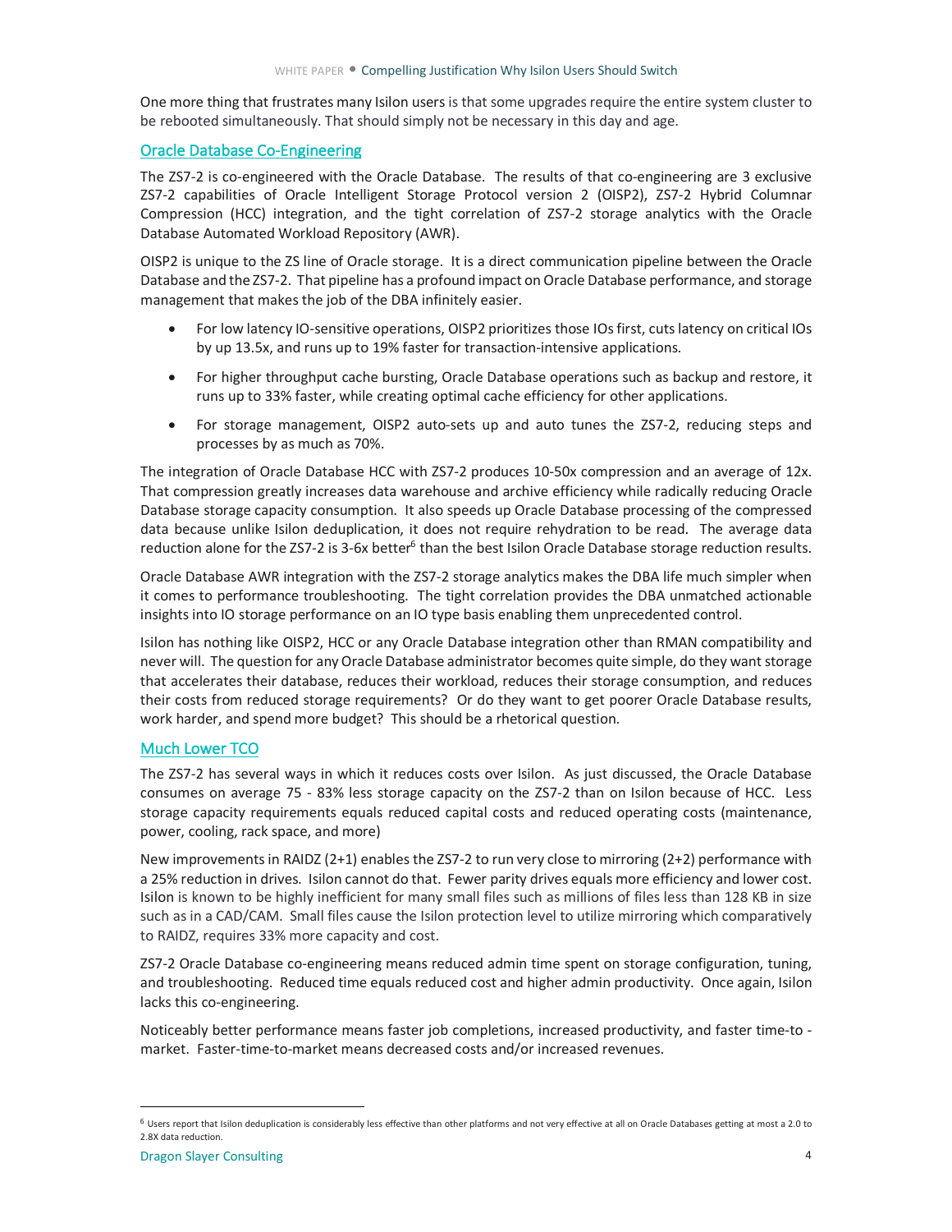One more thing that frustrates many Isilon users is that some upgrades require the entire system cluster to be rebooted simultaneously. That should simply not be necessary in this day and age.

## Oracle Database Co-Engineering

The ZS7-2 is co-engineered with the Oracle Database. The results of that co-engineering are 3 exclusive ZS7-2 capabilities of Oracle Intelligent Storage Protocol version 2 (OISP2), ZS7-2 Hybrid Columnar Compression (HCC) integration, and the tight correlation of ZS7-2 storage analytics with the Oracle Database Automated Workload Repository (AWR).

OISP2 is unique to the ZS line of Oracle storage. It is a direct communication pipeline between the Oracle Database and the ZS7-2. That pipeline has a profound impact on Oracle Database performance, and storage management that makes the job of the DBA infinitely easier.

- For low latency IO-sensitive operations, OISP2 prioritizes those IOs first, cuts latency on critical IOs by up 13.5x, and runs up to 19% faster for transaction-intensive applications.
- For higher throughput cache bursting, Oracle Database operations such as backup and restore, it runs up to 33% faster, while creating optimal cache efficiency for other applications.
- For storage management, OISP2 auto-sets up and auto tunes the ZS7-2, reducing steps and processes by as much as 70%.

The integration of Oracle Database HCC with ZS7-2 produces 10-50x compression and an average of 12x. That compression greatly increases data warehouse and archive efficiency while radically reducing Oracle Database storage capacity consumption. It also speeds up Oracle Database processing of the compressed data because unlike Isilon deduplication, it does not require rehydration to be read. The average data reduction alone for the ZS7-2 is 3-6x better[6] than the best Isilon Oracle Database storage reduction results.

Oracle Database AWR integration with the ZS7-2 storage analytics makes the DBA life much simpler when it comes to performance troubleshooting. The tight correlation provides the DBA unmatched actionable insights into IO storage performance on an IO type basis enabling them unprecedented control.

Isilon has nothing like OISP2, HCC or any Oracle Database integration other than RMAN compatibility and never will. The question for any Oracle Database administrator becomes quite simple, do they want storage that accelerates their database, reduces their workload, reduces their storage consumption, and reduces their costs from reduced storage requirements? Or do they want to get poorer Oracle Database results, work harder, and spend more budget? This should be a rhetorical question.

## Much Lower TCO

The ZS7-2 has several ways in which it reduces costs over Isilon. As just discussed, the Oracle Database consumes on average 75 - 83% less storage capacity on the ZS7-2 than on Isilon because of HCC. Less storage capacity requirements equals reduced capital costs and reduced operating costs (maintenance, power, cooling, rack space, and more)

New improvements in RAIDZ (2+1) enables the ZS7-2 to run very close to mirroring (2+2) performance with a 25% reduction in drives. Isilon cannot do that. Fewer parity drives equals more efficiency and lower cost. Isilon is known to be highly inefficient for many small files such as millions of files less than 128 KB in size such as in a CAD/CAM. Small files cause the Isilon protection level to utilize mirroring which comparatively to RAIDZ, requires 33% more capacity and cost.

ZS7-2 Oracle Database co-engineering means reduced admin time spent on storage configuration, tuning, and troubleshooting. Reduced time equals reduced cost and higher admin productivity. Once again, Isilon lacks this co-engineering.

Noticeably better performance means faster job completions, increased productivity, and faster time-to - market. Faster-time-to-market means decreased costs and/or increased revenues.

---

[6] Users report that Isilon deduplication is considerably less effective than other platforms and not very effective at all on Oracle Databases getting at most a 2.0 to 2.8X data reduction.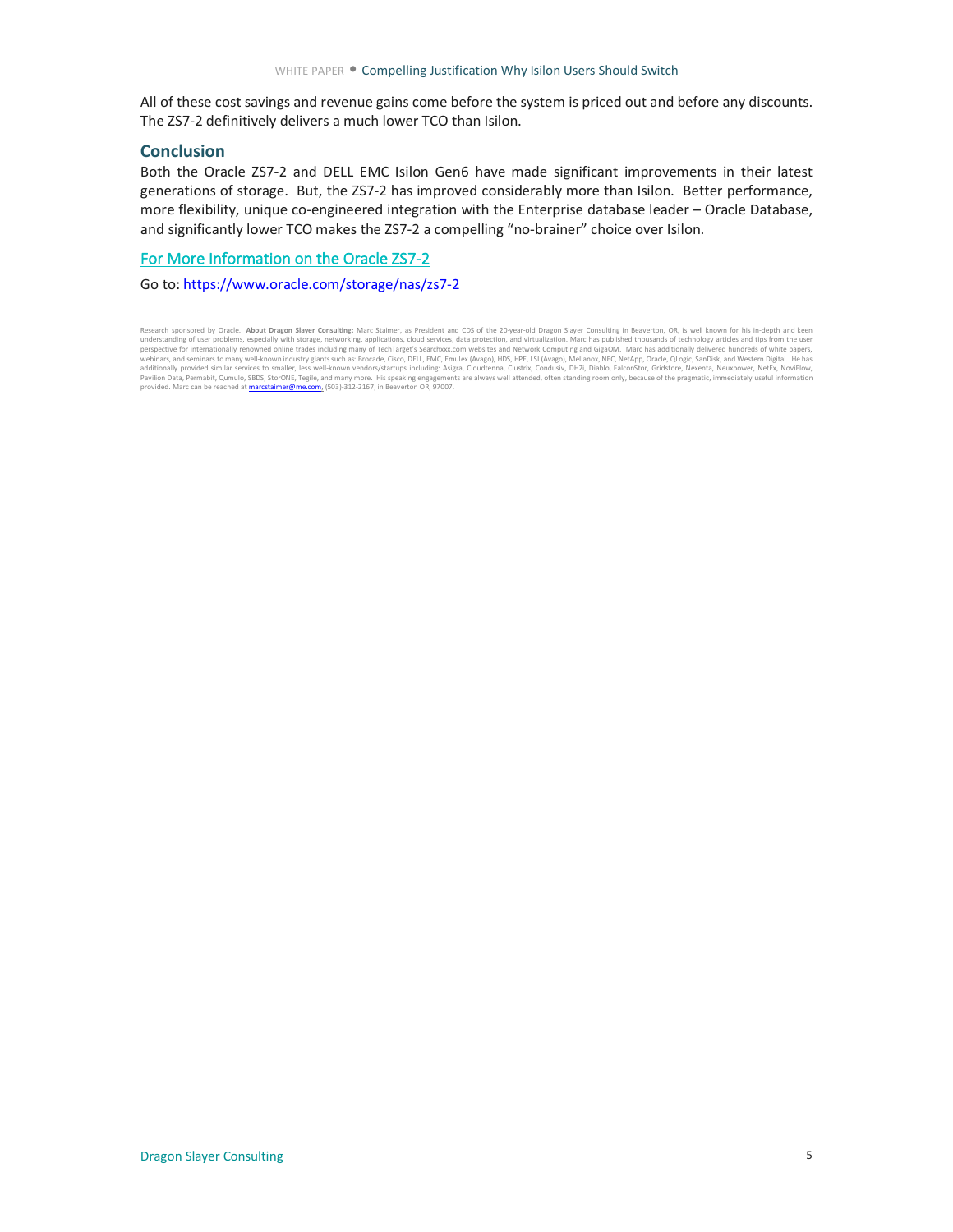All of these cost savings and revenue gains come before the system is priced out and before any discounts. The ZS7-2 definitively delivers a much lower TCO than Isilon.

## Conclusion

Both the Oracle ZS7-2 and DELL EMC Isilon Gen6 have made significant improvements in their latest generations of storage. But, the ZS7-2 has improved considerably more than Isilon. Better performance, more flexibility, unique co-engineered integration with the Enterprise database leader – Oracle Database, and significantly lower TCO makes the ZS7-2 a compelling "no-brainer" choice over Isilon.

### For More Information on the Oracle ZS7-2

Go to: https://www.oracle.com/storage/nas/zs7-2

Research sponsored by Oracle. **About Dragon Slayer Consulting:** Marc Staimer, as President and CDS of the 20-year-old Dragon Slayer Consulting in Beaverton, OR, is well known for his in-depth and keen understanding of user problems, especially with storage, networking, applications, cloud services, data protection, and virtualization. Marc has published thousands of technology articles and tips from the user perspective for internationally renowned online trades including many of TechTarget's Searchxxx.com websites and Network Computing and GigaOM. Marc has additionally delivered hundreds of white papers, webinars, and seminars to many well-known industry giants such as: Brocade, Cisco, DELL, EMC, Emulex (Avago), HDS, HPE, LSI (Avago), Mellanox, NEC, NetApp, Oracle, QLogic, SanDisk, and Western Digital. He has additionally provided similar services to smaller, less well-known vendors/startups including: Asigra, Cloudtenna, Clustrix, Condusiv, DH2i, Diablo, FalconStor, Gridstore, Nexenta, Neuxpower, NetEx, NoviFlow, Pavilion Data, Permabit, Qumulo, SBDS, StorONE, Tegile, and many more. His speaking engagements are always well attended, often standing room only, because of the pragmatic, immediately useful information provided. Marc can be reached at marcstaimer@me.com, (503)-312-2167, in Beaverton OR, 97007.